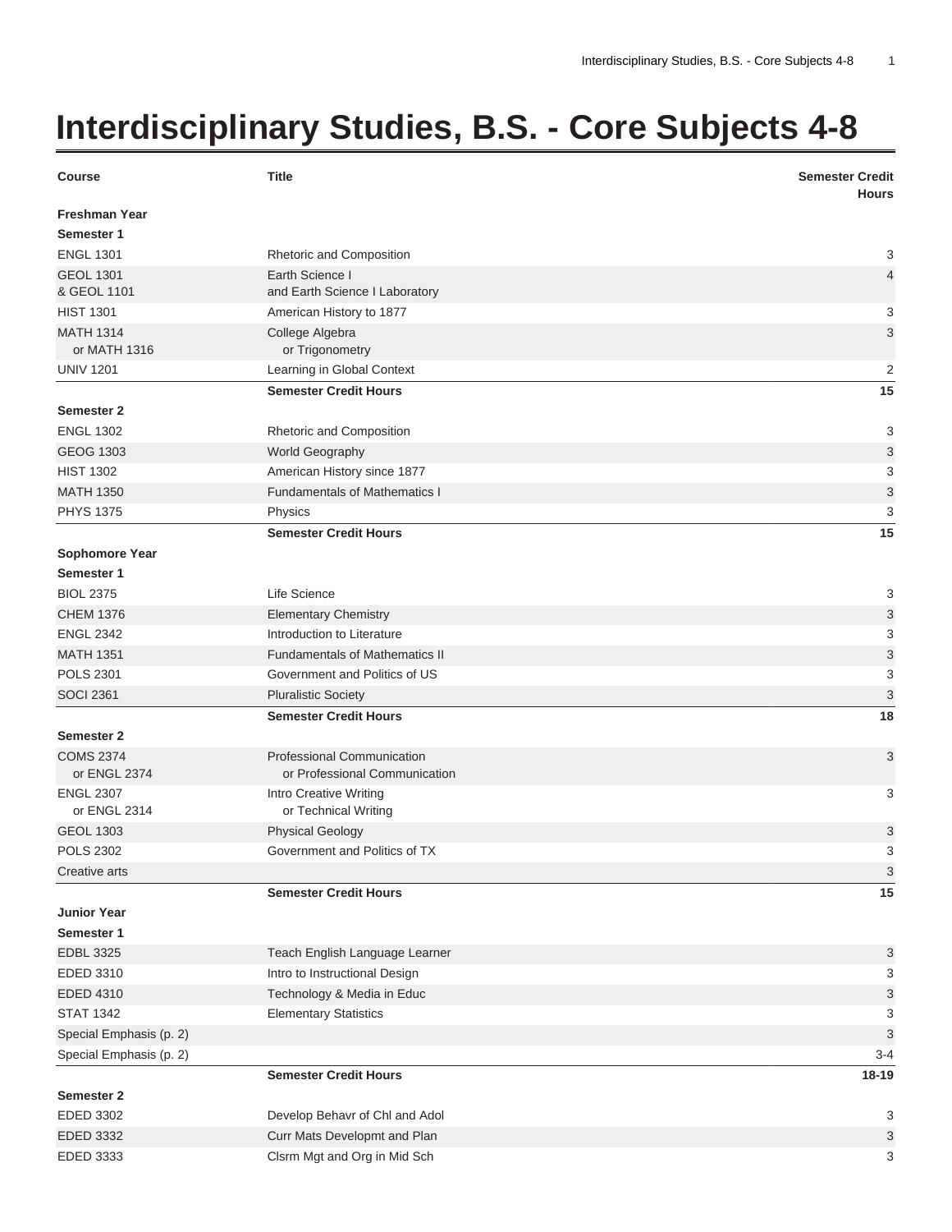# Interdisciplinary Studies, B.S. - Core Subjects 4-8

| Course | Title | Semester Credit Hours |
|---|---|---|
| **Freshman Year** | | |
| **Semester 1** | | |
| ENGL 1301 | Rhetoric and Composition | 3 |
| GEOL 1301<br>& GEOL 1101 | Earth Science I<br>and Earth Science I Laboratory | 4 |
| HIST 1301 | American History to 1877 | 3 |
| MATH 1314<br>or MATH 1316 | College Algebra<br>or Trigonometry | 3 |
| UNIV 1201 | Learning in Global Context | 2 |
| | **Semester Credit Hours** | **15** |
| **Semester 2** | | |
| ENGL 1302 | Rhetoric and Composition | 3 |
| GEOG 1303 | World Geography | 3 |
| HIST 1302 | American History since 1877 | 3 |
| MATH 1350 | Fundamentals of Mathematics I | 3 |
| PHYS 1375 | Physics | 3 |
| | **Semester Credit Hours** | **15** |
| **Sophomore Year** | | |
| **Semester 1** | | |
| BIOL 2375 | Life Science | 3 |
| CHEM 1376 | Elementary Chemistry | 3 |
| ENGL 2342 | Introduction to Literature | 3 |
| MATH 1351 | Fundamentals of Mathematics II | 3 |
| POLS 2301 | Government and Politics of US | 3 |
| SOCI 2361 | Pluralistic Society | 3 |
| | **Semester Credit Hours** | **18** |
| **Semester 2** | | |
| COMS 2374<br>or ENGL 2374 | Professional Communication<br>or Professional Communication | 3 |
| ENGL 2307<br>or ENGL 2314 | Intro Creative Writing<br>or Technical Writing | 3 |
| GEOL 1303 | Physical Geology | 3 |
| POLS 2302 | Government and Politics of TX | 3 |
| Creative arts | | 3 |
| | **Semester Credit Hours** | **15** |
| **Junior Year** | | |
| **Semester 1** | | |
| EDBL 3325 | Teach English Language Learner | 3 |
| EDED 3310 | Intro to Instructional Design | 3 |
| EDED 4310 | Technology & Media in Educ | 3 |
| STAT 1342 | Elementary Statistics | 3 |
| Special Emphasis (p. 2) | | 3 |
| Special Emphasis (p. 2) | | 3-4 |
| | **Semester Credit Hours** | **18-19** |
| **Semester 2** | | |
| EDED 3302 | Develop Behavr of Chl and Adol | 3 |
| EDED 3332 | Curr Mats Developmt and Plan | 3 |
| EDED 3333 | Clsrm Mgt and Org in Mid Sch | 3 |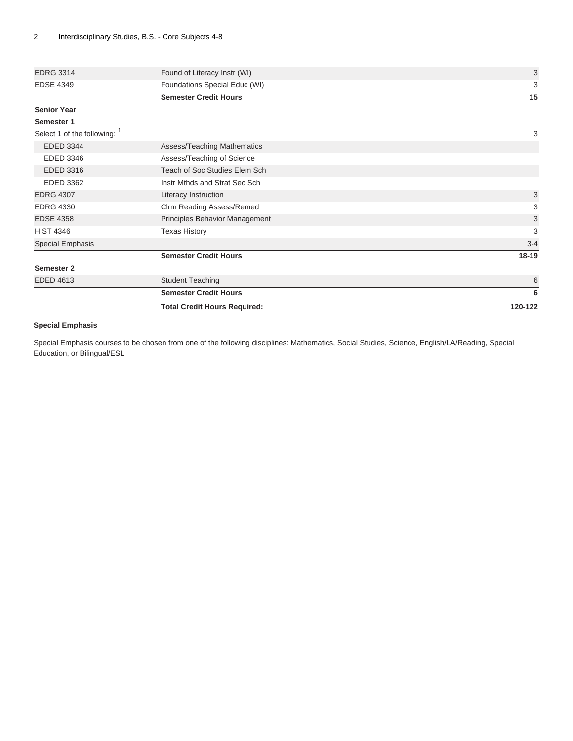| | | |
|---|---|---|
| EDRG 3314 | Found of Literacy Instr (WI) | 3 |
| EDSE 4349 | Foundations Special Educ (WI) | 3 |
| | **Semester Credit Hours** | **15** |
| **Senior Year** | | |
| **Semester 1** | | |
| Select 1 of the following: [1] | | 3 |
| EDED 3344 | Assess/Teaching Mathematics | |
| EDED 3346 | Assess/Teaching of Science | |
| EDED 3316 | Teach of Soc Studies Elem Sch | |
| EDED 3362 | Instr Mthds and Strat Sec Sch | |
| EDRG 4307 | Literacy Instruction | 3 |
| EDRG 4330 | Clrm Reading Assess/Remed | 3 |
| EDSE 4358 | Principles Behavior Management | 3 |
| HIST 4346 | Texas History | 3 |
| Special Emphasis | | 3-4 |
| | **Semester Credit Hours** | **18-19** |
| **Semester 2** | | |
| EDED 4613 | Student Teaching | 6 |
| | **Semester Credit Hours** | **6** |
| | **Total Credit Hours Required:** | **120-122** |

**Special Emphasis**

Special Emphasis courses to be chosen from one of the following disciplines: Mathematics, Social Studies, Science, English/LA/Reading, Special Education, or Bilingual/ESL